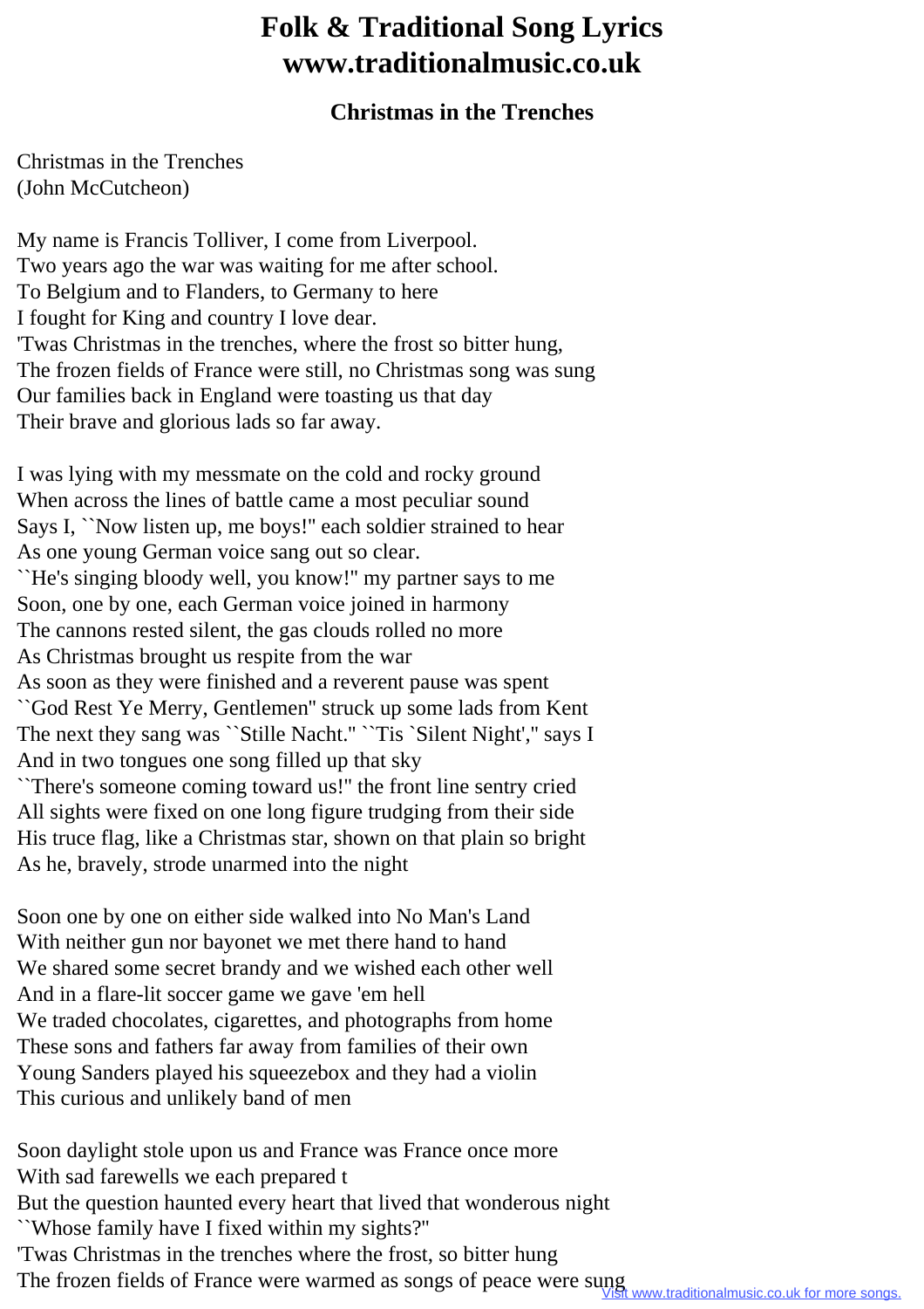# Folk & Traditional Song Lyrics www.traditionalmusic.co.uk

## Christmas in the Trenches

Christmas in the Trenches
(John McCutcheon)

My name is Francis Tolliver, I come from Liverpool.
Two years ago the war was waiting for me after school.
To Belgium and to Flanders, to Germany to here
I fought for King and country I love dear.
'Twas Christmas in the trenches, where the frost so bitter hung,
The frozen fields of France were still, no Christmas song was sung
Our families back in England were toasting us that day
Their brave and glorious lads so far away.

I was lying with my messmate on the cold and rocky ground
When across the lines of battle came a most peculiar sound
Says I, ``Now listen up, me boys!'' each soldier strained to hear
As one young German voice sang out so clear.
``He's singing bloody well, you know!'' my partner says to me
Soon, one by one, each German voice joined in harmony
The cannons rested silent, the gas clouds rolled no more
As Christmas brought us respite from the war
As soon as they were finished and a reverent pause was spent
``God Rest Ye Merry, Gentlemen'' struck up some lads from Kent
The next they sang was ``Stille Nacht.'' ``Tis `Silent Night','' says I
And in two tongues one song filled up that sky
``There's someone coming toward us!'' the front line sentry cried
All sights were fixed on one long figure trudging from their side
His truce flag, like a Christmas star, shown on that plain so bright
As he, bravely, strode unarmed into the night

Soon one by one on either side walked into No Man's Land
With neither gun nor bayonet we met there hand to hand
We shared some secret brandy and we wished each other well
And in a flare-lit soccer game we gave 'em hell
We traded chocolates, cigarettes, and photographs from home
These sons and fathers far away from families of their own
Young Sanders played his squeezebox and they had a violin
This curious and unlikely band of men

Soon daylight stole upon us and France was France once more
With sad farewells we each prepared t
But the question haunted every heart that lived that wonderous night
``Whose family have I fixed within my sights?''
'Twas Christmas in the trenches where the frost, so bitter hung
The frozen fields of France were warmed as songs of peace were sung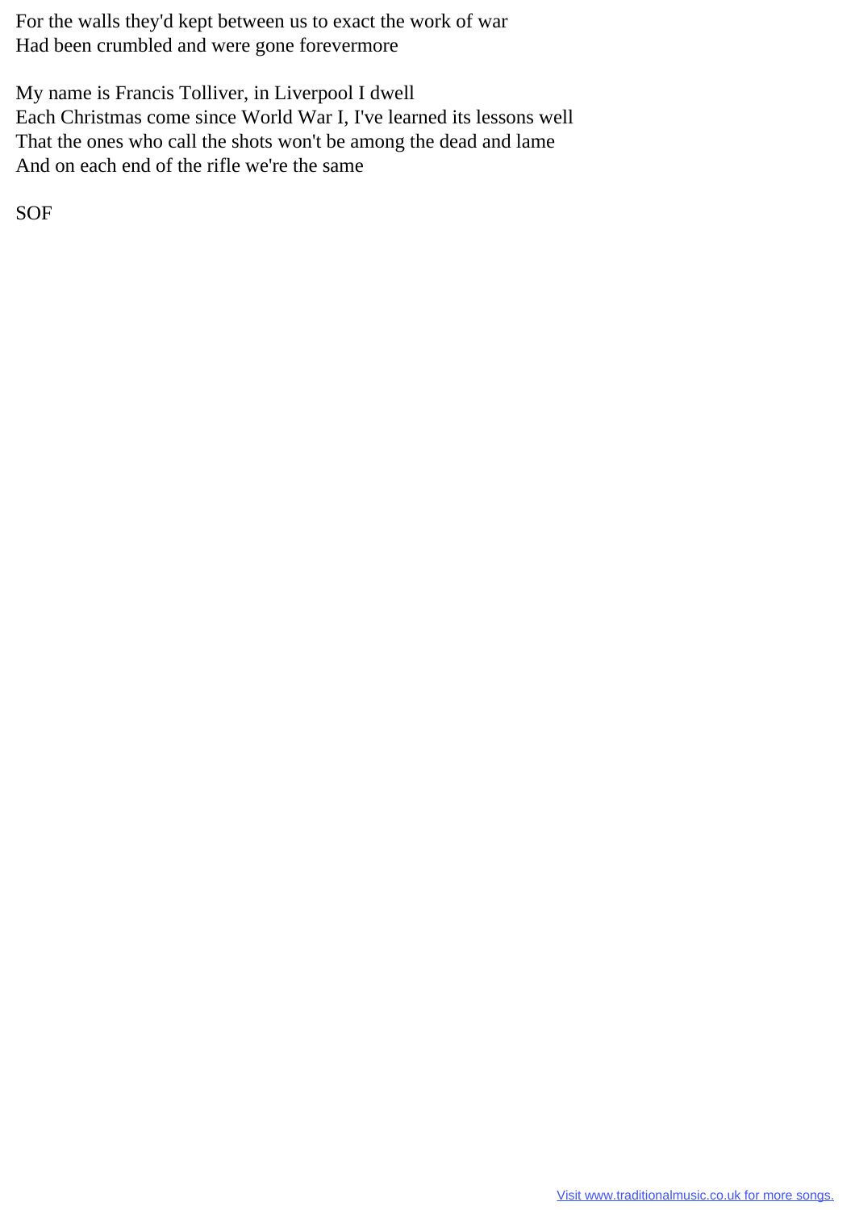For the walls they'd kept between us to exact the work of war
Had been crumbled and were gone forevermore

My name is Francis Tolliver, in Liverpool I dwell
Each Christmas come since World War I, I've learned its lessons well
That the ones who call the shots won't be among the dead and lame
And on each end of the rifle we're the same

SOF